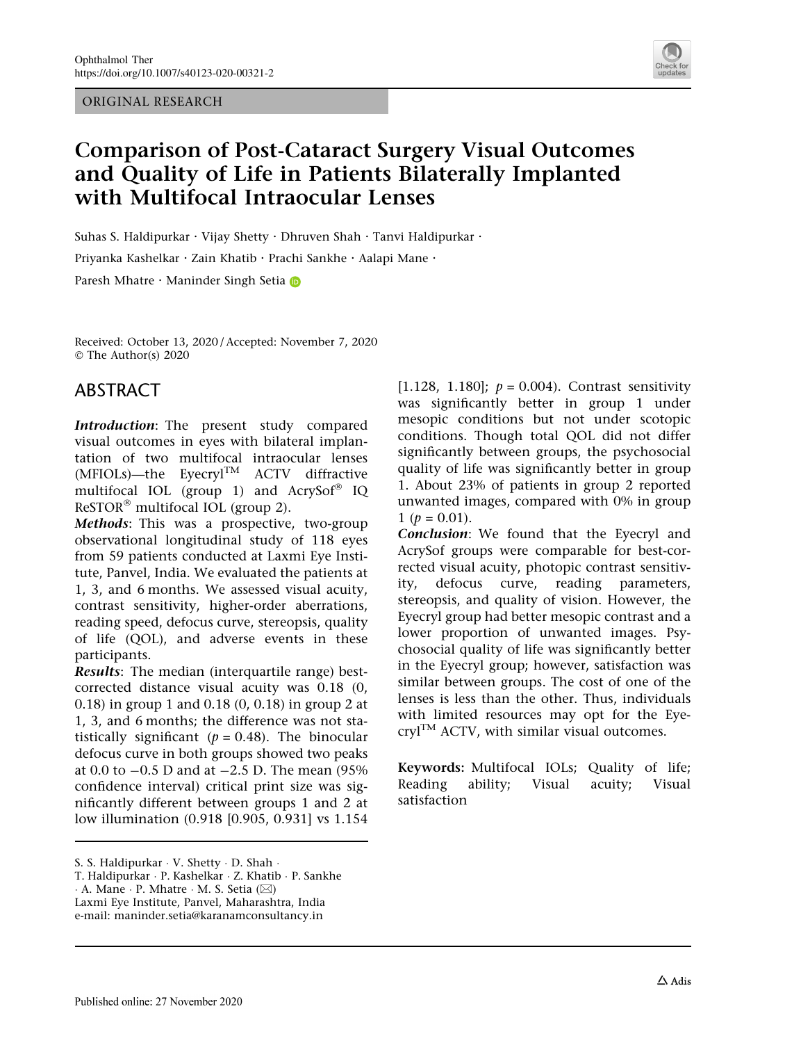ORIGINAL RESEARCH

# Comparison of Post-Cataract Surgery Visual Outcomes and Quality of Life in Patients Bilaterally Implanted with Multifocal Intraocular Lenses

Suhas S. Haldipurkar · Vijay Shetty · Dhruven Shah · Tanvi Haldipurkar · Priyanka Kashelkar · Zain Khatib · Prachi Sankhe · Aalapi Mane · Paresh Mhatre · Maninder Singh Setia

Received: October 13, 2020 / Accepted: November 7, 2020
© The Author(s) 2020

## ABSTRACT

***Introduction***: The present study compared visual outcomes in eyes with bilateral implantation of two multifocal intraocular lenses (MFIOLs)—the Eyecryl™ ACTV diffractive multifocal IOL (group 1) and AcrySof® IQ ReSTOR® multifocal IOL (group 2).

***Methods***: This was a prospective, two-group observational longitudinal study of 118 eyes from 59 patients conducted at Laxmi Eye Institute, Panvel, India. We evaluated the patients at 1, 3, and 6 months. We assessed visual acuity, contrast sensitivity, higher-order aberrations, reading speed, defocus curve, stereopsis, quality of life (QOL), and adverse events in these participants.

***Results***: The median (interquartile range) best-corrected distance visual acuity was 0.18 (0, 0.18) in group 1 and 0.18 (0, 0.18) in group 2 at 1, 3, and 6 months; the difference was not statistically significant ($p = 0.48$). The binocular defocus curve in both groups showed two peaks at 0.0 to −0.5 D and at −2.5 D. The mean (95% confidence interval) critical print size was significantly different between groups 1 and 2 at low illumination (0.918 [0.905, 0.931] vs 1.154 [1.128, 1.180]; $p = 0.004$). Contrast sensitivity was significantly better in group 1 under mesopic conditions but not under scotopic conditions. Though total QOL did not differ significantly between groups, the psychosocial quality of life was significantly better in group 1. About 23% of patients in group 2 reported unwanted images, compared with 0% in group 1 ($p = 0.01$).

***Conclusion***: We found that the Eyecryl and AcrySof groups were comparable for best-corrected visual acuity, photopic contrast sensitivity, defocus curve, reading parameters, stereopsis, and quality of vision. However, the Eyecryl group had better mesopic contrast and a lower proportion of unwanted images. Psychosocial quality of life was significantly better in the Eyecryl group; however, satisfaction was similar between groups. The cost of one of the lenses is less than the other. Thus, individuals with limited resources may opt for the Eyecryl™ ACTV, with similar visual outcomes.

**Keywords:** Multifocal IOLs; Quality of life; Reading ability; Visual acuity; Visual satisfaction

S. S. Haldipurkar · V. Shetty · D. Shah · T. Haldipurkar · P. Kashelkar · Z. Khatib · P. Sankhe · A. Mane · P. Mhatre · M. S. Setia (✉)
Laxmi Eye Institute, Panvel, Maharashtra, India
e-mail: maninder.setia@karanamconsultancy.in

Published online: 27 November 2020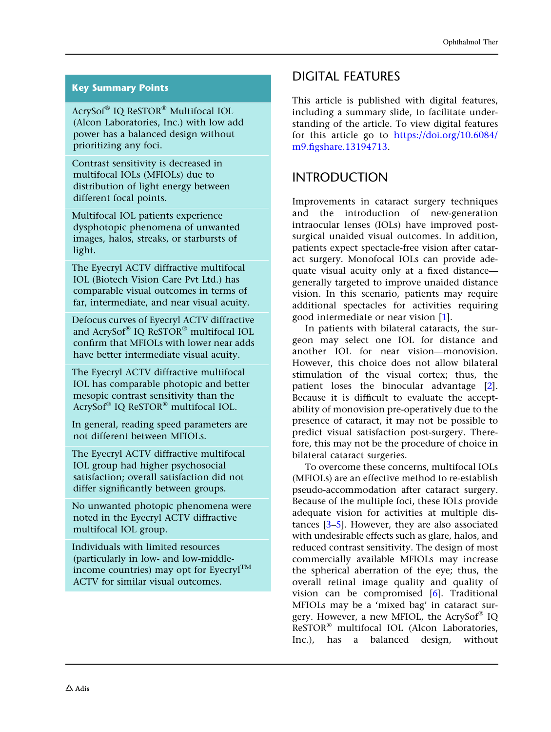## Key Summary Points

- AcrySof® IQ ReSTOR® Multifocal IOL (Alcon Laboratories, Inc.) with low add power has a balanced design without prioritizing any foci.
- Contrast sensitivity is decreased in multifocal IOLs (MFIOLs) due to distribution of light energy between different focal points.
- Multifocal IOL patients experience dysphotopic phenomena of unwanted images, halos, streaks, or starbursts of light.
- The Eyecryl ACTV diffractive multifocal IOL (Biotech Vision Care Pvt Ltd.) has comparable visual outcomes in terms of far, intermediate, and near visual acuity.
- Defocus curves of Eyecryl ACTV diffractive and AcrySof® IQ ReSTOR® multifocal IOL confirm that MFIOLs with lower near adds have better intermediate visual acuity.
- The Eyecryl ACTV diffractive multifocal IOL has comparable photopic and better mesopic contrast sensitivity than the AcrySof® IQ ReSTOR® multifocal IOL.
- In general, reading speed parameters are not different between MFIOLs.
- The Eyecryl ACTV diffractive multifocal IOL group had higher psychosocial satisfaction; overall satisfaction did not differ significantly between groups.
- No unwanted photopic phenomena were noted in the Eyecryl ACTV diffractive multifocal IOL group.
- Individuals with limited resources (particularly in low- and low-middle-income countries) may opt for Eyecryl™ ACTV for similar visual outcomes.

## DIGITAL FEATURES

This article is published with digital features, including a summary slide, to facilitate understanding of the article. To view digital features for this article go to https://doi.org/10.6084/m9.figshare.13194713.

## INTRODUCTION

Improvements in cataract surgery techniques and the introduction of new-generation intraocular lenses (IOLs) have improved post-surgical unaided visual outcomes. In addition, patients expect spectacle-free vision after cataract surgery. Monofocal IOLs can provide adequate visual acuity only at a fixed distance—generally targeted to improve unaided distance vision. In this scenario, patients may require additional spectacles for activities requiring good intermediate or near vision [1].

In patients with bilateral cataracts, the surgeon may select one IOL for distance and another IOL for near vision—monovision. However, this choice does not allow bilateral stimulation of the visual cortex; thus, the patient loses the binocular advantage [2]. Because it is difficult to evaluate the acceptability of monovision pre-operatively due to the presence of cataract, it may not be possible to predict visual satisfaction post-surgery. Therefore, this may not be the procedure of choice in bilateral cataract surgeries.

To overcome these concerns, multifocal IOLs (MFIOLs) are an effective method to re-establish pseudo-accommodation after cataract surgery. Because of the multiple foci, these IOLs provide adequate vision for activities at multiple distances [3–5]. However, they are also associated with undesirable effects such as glare, halos, and reduced contrast sensitivity. The design of most commercially available MFIOLs may increase the spherical aberration of the eye; thus, the overall retinal image quality and quality of vision can be compromised [6]. Traditional MFIOLs may be a 'mixed bag' in cataract surgery. However, a new MFIOL, the AcrySof® IQ ReSTOR® multifocal IOL (Alcon Laboratories, Inc.), has a balanced design, without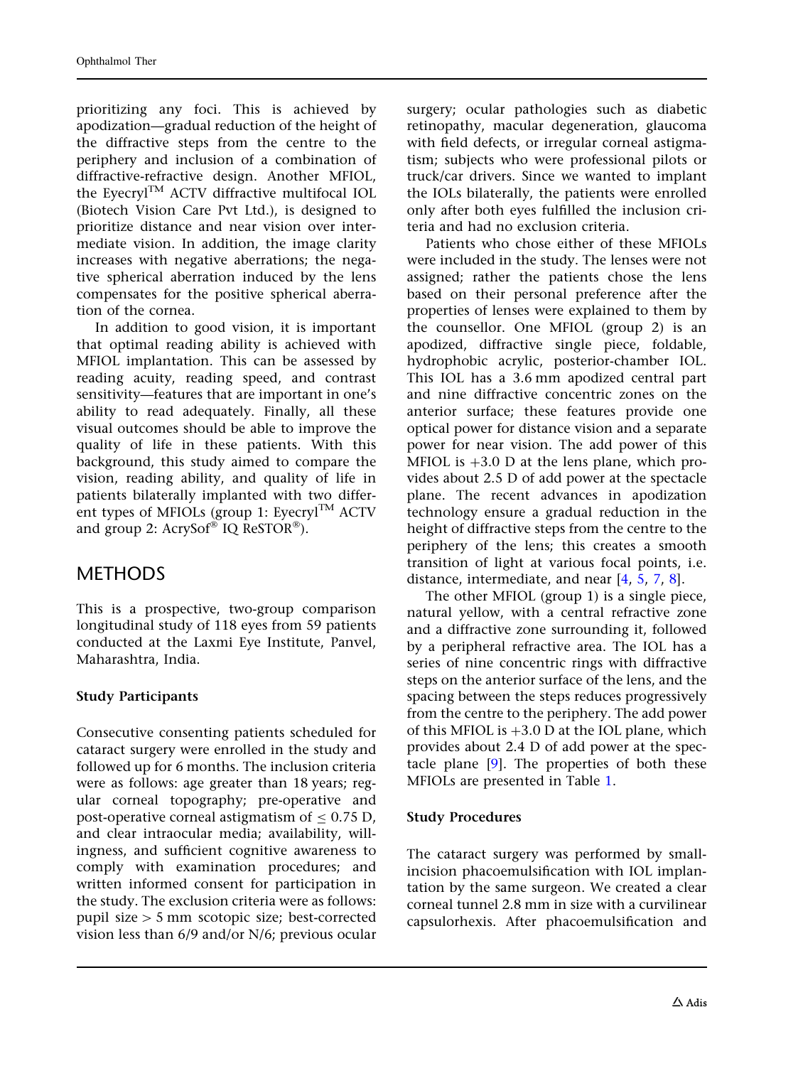prioritizing any foci. This is achieved by apodization—gradual reduction of the height of the diffractive steps from the centre to the periphery and inclusion of a combination of diffractive-refractive design. Another MFIOL, the Eyecryl™ ACTV diffractive multifocal IOL (Biotech Vision Care Pvt Ltd.), is designed to prioritize distance and near vision over intermediate vision. In addition, the image clarity increases with negative aberrations; the negative spherical aberration induced by the lens compensates for the positive spherical aberration of the cornea.

In addition to good vision, it is important that optimal reading ability is achieved with MFIOL implantation. This can be assessed by reading acuity, reading speed, and contrast sensitivity—features that are important in one's ability to read adequately. Finally, all these visual outcomes should be able to improve the quality of life in these patients. With this background, this study aimed to compare the vision, reading ability, and quality of life in patients bilaterally implanted with two different types of MFIOLs (group 1: Eyecryl™ ACTV and group 2: AcrySof® IQ ReSTOR®).

## METHODS

This is a prospective, two-group comparison longitudinal study of 118 eyes from 59 patients conducted at the Laxmi Eye Institute, Panvel, Maharashtra, India.

### Study Participants

Consecutive consenting patients scheduled for cataract surgery were enrolled in the study and followed up for 6 months. The inclusion criteria were as follows: age greater than 18 years; regular corneal topography; pre-operative and post-operative corneal astigmatism of $\leq 0.75$ D, and clear intraocular media; availability, willingness, and sufficient cognitive awareness to comply with examination procedures; and written informed consent for participation in the study. The exclusion criteria were as follows: pupil size $> 5$ mm scotopic size; best-corrected vision less than 6/9 and/or N/6; previous ocular surgery; ocular pathologies such as diabetic retinopathy, macular degeneration, glaucoma with field defects, or irregular corneal astigmatism; subjects who were professional pilots or truck/car drivers. Since we wanted to implant the IOLs bilaterally, the patients were enrolled only after both eyes fulfilled the inclusion criteria and had no exclusion criteria.

Patients who chose either of these MFIOLs were included in the study. The lenses were not assigned; rather the patients chose the lens based on their personal preference after the properties of lenses were explained to them by the counsellor. One MFIOL (group 2) is an apodized, diffractive single piece, foldable, hydrophobic acrylic, posterior-chamber IOL. This IOL has a 3.6 mm apodized central part and nine diffractive concentric zones on the anterior surface; these features provide one optical power for distance vision and a separate power for near vision. The add power of this MFIOL is +3.0 D at the lens plane, which provides about 2.5 D of add power at the spectacle plane. The recent advances in apodization technology ensure a gradual reduction in the height of diffractive steps from the centre to the periphery of the lens; this creates a smooth transition of light at various focal points, i.e. distance, intermediate, and near [4, 5, 7, 8].

The other MFIOL (group 1) is a single piece, natural yellow, with a central refractive zone and a diffractive zone surrounding it, followed by a peripheral refractive area. The IOL has a series of nine concentric rings with diffractive steps on the anterior surface of the lens, and the spacing between the steps reduces progressively from the centre to the periphery. The add power of this MFIOL is +3.0 D at the IOL plane, which provides about 2.4 D of add power at the spectacle plane [9]. The properties of both these MFIOLs are presented in Table 1.

### Study Procedures

The cataract surgery was performed by small-incision phacoemulsification with IOL implantation by the same surgeon. We created a clear corneal tunnel 2.8 mm in size with a curvilinear capsulorhexis. After phacoemulsification and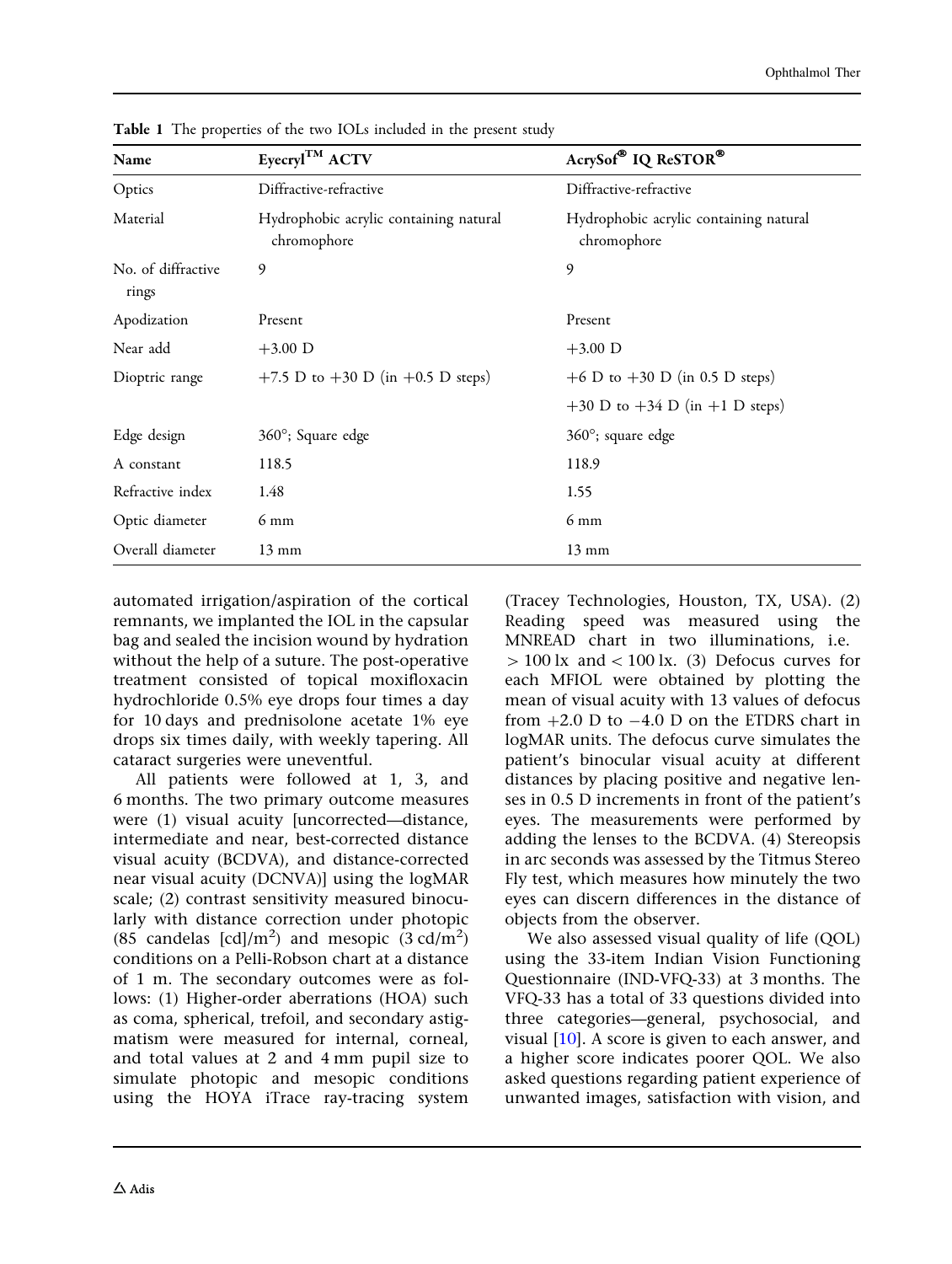**Table 1** The properties of the two IOLs included in the present study

| Name | Eyecryl™ ACTV | AcrySof® IQ ReSTOR® |
| --- | --- | --- |
| Optics | Diffractive-refractive | Diffractive-refractive |
| Material | Hydrophobic acrylic containing natural chromophore | Hydrophobic acrylic containing natural chromophore |
| No. of diffractive rings | 9 | 9 |
| Apodization | Present | Present |
| Near add | +3.00 D | +3.00 D |
| Dioptric range | +7.5 D to +30 D (in +0.5 D steps) | +6 D to +30 D (in 0.5 D steps) |
| | | +30 D to +34 D (in +1 D steps) |
| Edge design | 360°; Square edge | 360°; square edge |
| A constant | 118.5 | 118.9 |
| Refractive index | 1.48 | 1.55 |
| Optic diameter | 6 mm | 6 mm |
| Overall diameter | 13 mm | 13 mm |

automated irrigation/aspiration of the cortical remnants, we implanted the IOL in the capsular bag and sealed the incision wound by hydration without the help of a suture. The post-operative treatment consisted of topical moxifloxacin hydrochloride 0.5% eye drops four times a day for 10 days and prednisolone acetate 1% eye drops six times daily, with weekly tapering. All cataract surgeries were uneventful.

All patients were followed at 1, 3, and 6 months. The two primary outcome measures were (1) visual acuity [uncorrected—distance, intermediate and near, best-corrected distance visual acuity (BCDVA), and distance-corrected near visual acuity (DCNVA)] using the logMAR scale; (2) contrast sensitivity measured binocularly with distance correction under photopic (85 candelas [cd]/m$^2$) and mesopic (3 cd/m$^2$) conditions on a Pelli-Robson chart at a distance of 1 m. The secondary outcomes were as follows: (1) Higher-order aberrations (HOA) such as coma, spherical, trefoil, and secondary astigmatism were measured for internal, corneal, and total values at 2 and 4 mm pupil size to simulate photopic and mesopic conditions using the HOYA iTrace ray-tracing system (Tracey Technologies, Houston, TX, USA). (2) Reading speed was measured using the MNREAD chart in two illuminations, i.e. $> 100$ lx and $< 100$ lx. (3) Defocus curves for each MFIOL were obtained by plotting the mean of visual acuity with 13 values of defocus from +2.0 D to −4.0 D on the ETDRS chart in logMAR units. The defocus curve simulates the patient's binocular visual acuity at different distances by placing positive and negative lenses in 0.5 D increments in front of the patient's eyes. The measurements were performed by adding the lenses to the BCDVA. (4) Stereopsis in arc seconds was assessed by the Titmus Stereo Fly test, which measures how minutely the two eyes can discern differences in the distance of objects from the observer.

We also assessed visual quality of life (QOL) using the 33-item Indian Vision Functioning Questionnaire (IND-VFQ-33) at 3 months. The VFQ-33 has a total of 33 questions divided into three categories—general, psychosocial, and visual [10]. A score is given to each answer, and a higher score indicates poorer QOL. We also asked questions regarding patient experience of unwanted images, satisfaction with vision, and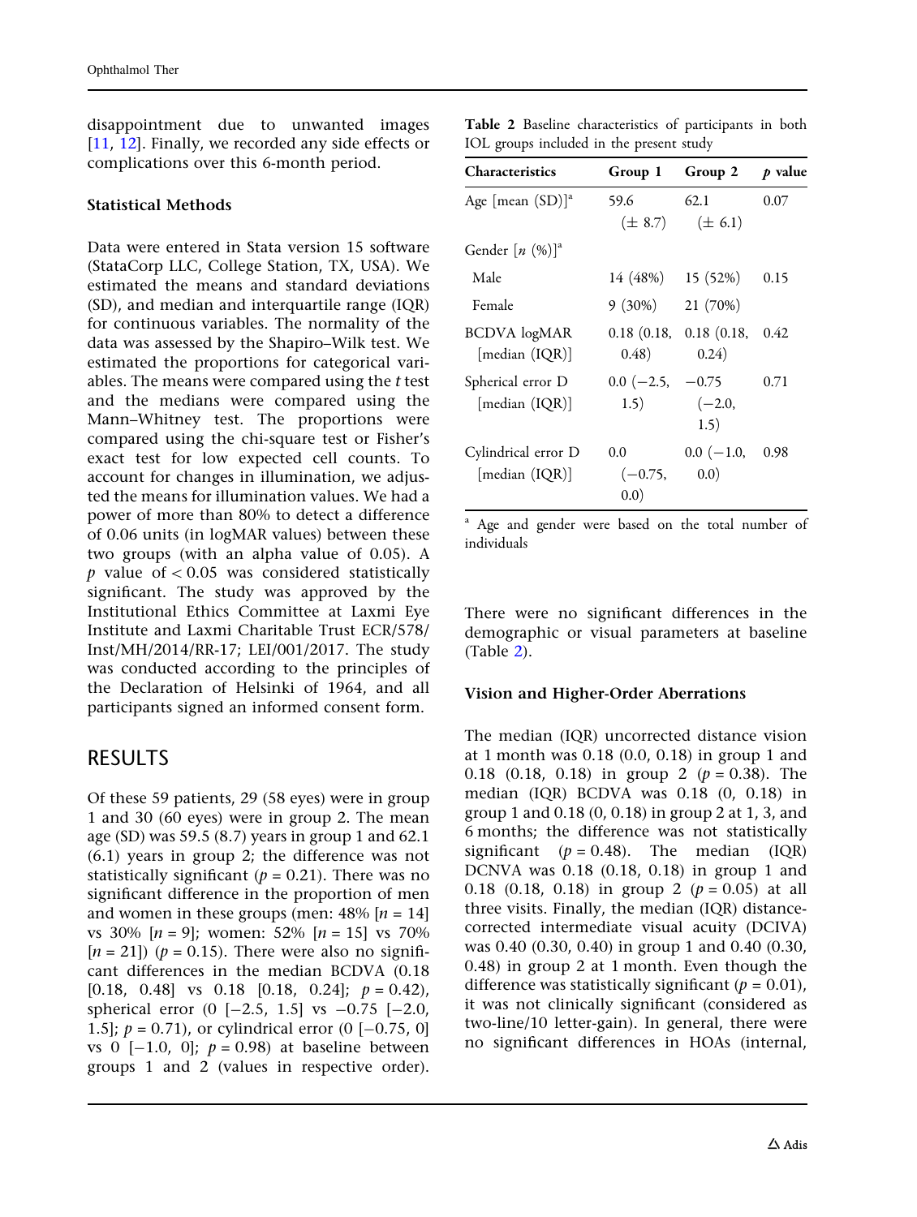disappointment due to unwanted images [11, 12]. Finally, we recorded any side effects or complications over this 6-month period.

### Statistical Methods

Data were entered in Stata version 15 software (StataCorp LLC, College Station, TX, USA). We estimated the means and standard deviations (SD), and median and interquartile range (IQR) for continuous variables. The normality of the data was assessed by the Shapiro–Wilk test. We estimated the proportions for categorical variables. The means were compared using the *t* test and the medians were compared using the Mann–Whitney test. The proportions were compared using the chi-square test or Fisher's exact test for low expected cell counts. To account for changes in illumination, we adjusted the means for illumination values. We had a power of more than 80% to detect a difference of 0.06 units (in logMAR values) between these two groups (with an alpha value of 0.05). A $p$ value of $< 0.05$ was considered statistically significant. The study was approved by the Institutional Ethics Committee at Laxmi Eye Institute and Laxmi Charitable Trust ECR/578/Inst/MH/2014/RR-17; LEI/001/2017. The study was conducted according to the principles of the Declaration of Helsinki of 1964, and all participants signed an informed consent form.

## RESULTS

Of these 59 patients, 29 (58 eyes) were in group 1 and 30 (60 eyes) were in group 2. The mean age (SD) was 59.5 (8.7) years in group 1 and 62.1 (6.1) years in group 2; the difference was not statistically significant ($p = 0.21$). There was no significant difference in the proportion of men and women in these groups (men: 48% [$n = 14$] vs 30% [$n = 9$]; women: 52% [$n = 15$] vs 70% [$n = 21$]) ($p = 0.15$). There were also no significant differences in the median BCDVA (0.18 [0.18, 0.48] vs 0.18 [0.18, 0.24]; $p = 0.42$), spherical error (0 [−2.5, 1.5] vs −0.75 [−2.0, 1.5]; $p = 0.71$), or cylindrical error (0 [−0.75, 0] vs 0 [−1.0, 0]; $p = 0.98$) at baseline between groups 1 and 2 (values in respective order).

**Table 2** Baseline characteristics of participants in both IOL groups included in the present study

| Characteristics | Group 1 | Group 2 | *p* value |
|---|---|---|---|
| Age [mean (SD)][a] | 59.6 (± 8.7) | 62.1 (± 6.1) | 0.07 |
| Gender [*n* (%)][a] | | | |
| Male | 14 (48%) | 15 (52%) | 0.15 |
| Female | 9 (30%) | 21 (70%) | |
| BCDVA logMAR [median (IQR)] | 0.18 (0.18, 0.48) | 0.18 (0.18, 0.24) | 0.42 |
| Spherical error D [median (IQR)] | 0.0 (−2.5, 1.5) | −0.75 (−2.0, 1.5) | 0.71 |
| Cylindrical error D [median (IQR)] | 0.0 (−0.75, 0.0) | 0.0 (−1.0, 0.0) | 0.98 |

[a] Age and gender were based on the total number of individuals

There were no significant differences in the demographic or visual parameters at baseline (Table 2).

### Vision and Higher-Order Aberrations

The median (IQR) uncorrected distance vision at 1 month was 0.18 (0.0, 0.18) in group 1 and 0.18 (0.18, 0.18) in group 2 ($p = 0.38$). The median (IQR) BCDVA was 0.18 (0, 0.18) in group 1 and 0.18 (0, 0.18) in group 2 at 1, 3, and 6 months; the difference was not statistically significant ($p = 0.48$). The median (IQR) DCNVA was 0.18 (0.18, 0.18) in group 1 and 0.18 (0.18, 0.18) in group 2 ($p = 0.05$) at all three visits. Finally, the median (IQR) distance-corrected intermediate visual acuity (DCIVA) was 0.40 (0.30, 0.40) in group 1 and 0.40 (0.30, 0.48) in group 2 at 1 month. Even though the difference was statistically significant ($p = 0.01$), it was not clinically significant (considered as two-line/10 letter-gain). In general, there were no significant differences in HOAs (internal,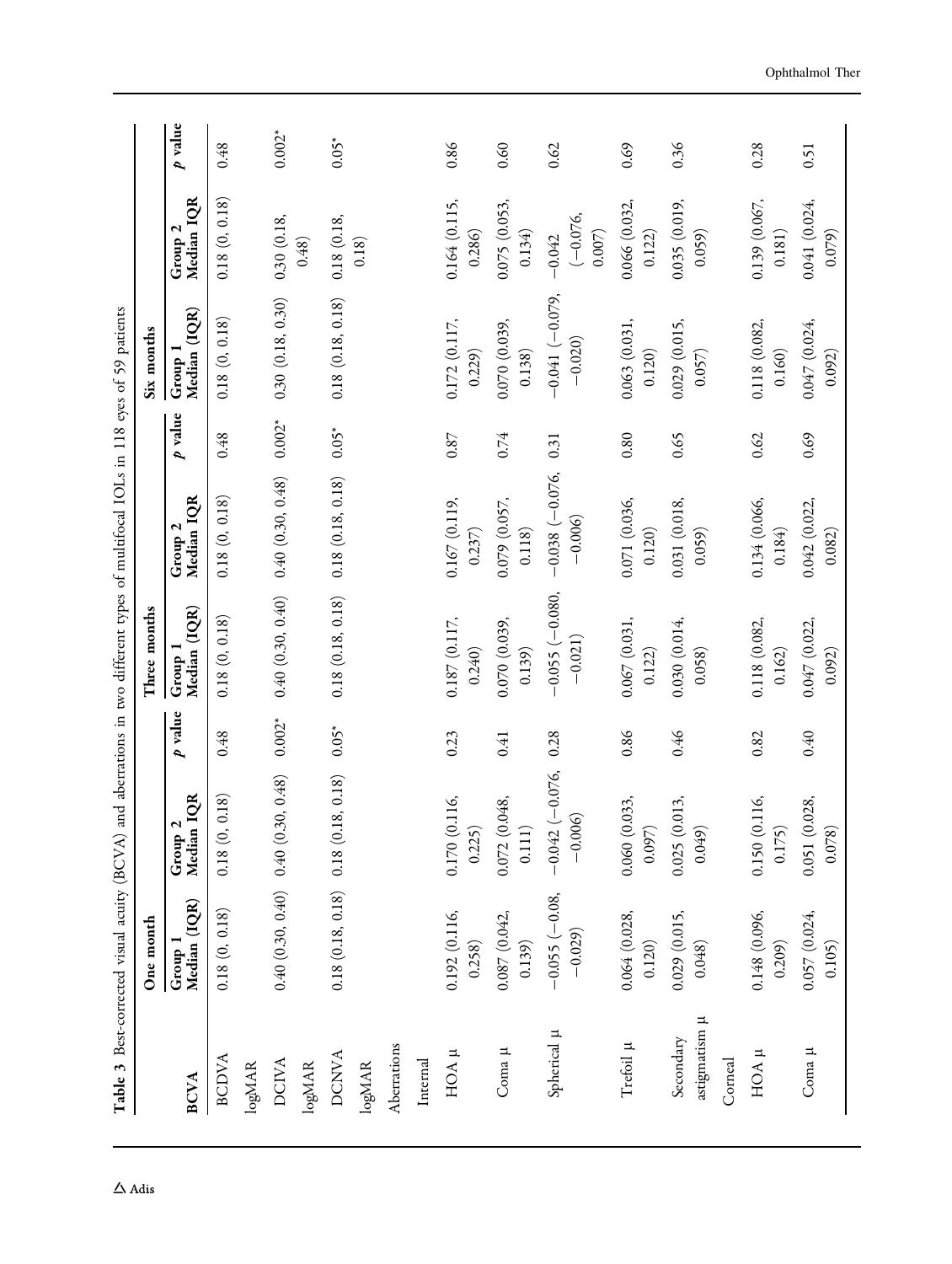**Table 3** Best-corrected visual acuity (BCVA) and aberrations in two different types of multifocal IOLs in 118 eyes of 59 patients

| BCVA | One month | | | Three months | | | Six months | | |
|---|---|---|---|---|---|---|---|---|---|
| | Group 1 Median (IQR) | Group 2 Median IQR | *p* value | Group 1 Median (IQR) | Group 2 Median IQR | *p* value | Group 1 Median (IQR) | Group 2 Median IQR | *p* value |
| BCDVA logMAR | 0.18 (0, 0.18) | 0.18 (0, 0.18) | 0.48 | 0.18 (0, 0.18) | 0.18 (0, 0.18) | 0.48 | 0.18 (0, 0.18) | 0.18 (0, 0.18) | 0.48 |
| DCIVA logMAR | 0.40 (0.30, 0.40) | 0.40 (0.30, 0.48) | 0.002* | 0.40 (0.30, 0.40) | 0.40 (0.30, 0.48) | 0.002* | 0.30 (0.18, 0.30) | 0.30 (0.18, 0.48) | 0.002* |
| DCNVA logMAR | 0.18 (0.18, 0.18) | 0.18 (0.18, 0.18) | 0.05* | 0.18 (0.18, 0.18) | 0.18 (0.18, 0.18) | 0.05* | 0.18 (0.18, 0.18) | 0.18 (0.18, 0.18) | 0.05* |
| Aberrations | | | | | | | | | |
| Internal | | | | | | | | | |
| HOA μ | 0.192 (0.116, 0.258) | 0.170 (0.116, 0.225) | 0.23 | 0.187 (0.117, 0.240) | 0.167 (0.119, 0.237) | 0.87 | 0.172 (0.117, 0.229) | 0.164 (0.115, 0.286) | 0.86 |
| Coma μ | 0.087 (0.042, 0.139) | 0.072 (0.048, 0.111) | 0.41 | 0.070 (0.039, 0.139) | 0.079 (0.057, 0.118) | 0.74 | 0.070 (0.039, 0.138) | 0.075 (0.053, 0.134) | 0.60 |
| Spherical μ | −0.055 (−0.08, −0.029) | −0.042 (−0.076, −0.006) | 0.28 | −0.055 (−0.080, −0.021) | −0.038 (−0.076, −0.006) | 0.31 | −0.041 (−0.079, −0.020) | −0.042 (−0.076, 0.007) | 0.62 |
| Trefoil μ | 0.064 (0.028, 0.120) | 0.060 (0.033, 0.097) | 0.86 | 0.067 (0.031, 0.122) | 0.071 (0.036, 0.120) | 0.80 | 0.063 (0.031, 0.120) | 0.066 (0.032, 0.122) | 0.69 |
| Secondary astigmatism μ | 0.029 (0.015, 0.048) | 0.025 (0.013, 0.049) | 0.46 | 0.030 (0.014, 0.058) | 0.031 (0.018, 0.059) | 0.65 | 0.029 (0.015, 0.057) | 0.035 (0.019, 0.059) | 0.36 |
| Corneal | | | | | | | | | |
| HOA μ | 0.148 (0.096, 0.209) | 0.150 (0.116, 0.175) | 0.82 | 0.118 (0.082, 0.162) | 0.134 (0.066, 0.184) | 0.62 | 0.118 (0.082, 0.160) | 0.139 (0.067, 0.181) | 0.28 |
| Coma μ | 0.057 (0.024, 0.105) | 0.051 (0.028, 0.078) | 0.40 | 0.047 (0.022, 0.092) | 0.042 (0.022, 0.082) | 0.69 | 0.047 (0.024, 0.092) | 0.041 (0.024, 0.079) | 0.51 |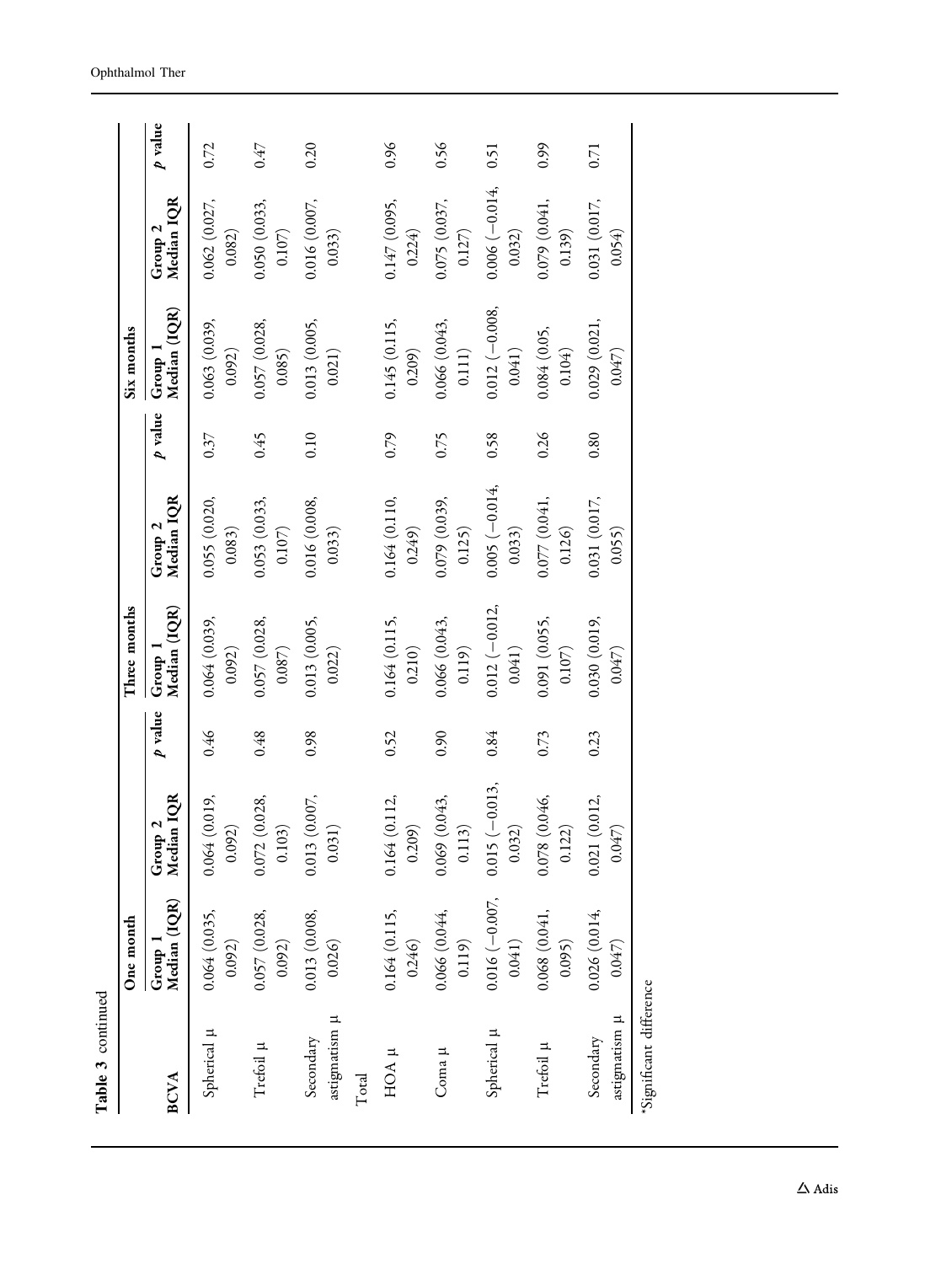Table 3 continued

| BCVA | One month | | | Three months | | | Six months | | |
|---|---|---|---|---|---|---|---|---|---|
| | Group 1 Median (IQR) | Group 2 Median IQR | p value | Group 1 Median (IQR) | Group 2 Median IQR | p value | Group 1 Median (IQR) | Group 2 Median IQR | p value |
| Spherical µ | 0.064 (0.035, 0.092) | 0.064 (0.019, 0.092) | 0.46 | 0.064 (0.039, 0.092) | 0.055 (0.020, 0.083) | 0.37 | 0.063 (0.039, 0.092) | 0.062 (0.027, 0.082) | 0.72 |
| Trefoil µ | 0.057 (0.028, 0.092) | 0.072 (0.028, 0.103) | 0.48 | 0.057 (0.028, 0.087) | 0.053 (0.033, 0.107) | 0.45 | 0.057 (0.028, 0.085) | 0.050 (0.033, 0.107) | 0.47 |
| Secondary astigmatism µ | 0.013 (0.008, 0.026) | 0.013 (0.007, 0.031) | 0.98 | 0.013 (0.005, 0.022) | 0.016 (0.008, 0.033) | 0.10 | 0.013 (0.005, 0.021) | 0.016 (0.007, 0.033) | 0.20 |
| Total | | | | | | | | | |
| HOA µ | 0.164 (0.115, 0.246) | 0.164 (0.112, 0.209) | 0.52 | 0.164 (0.115, 0.210) | 0.164 (0.110, 0.249) | 0.79 | 0.145 (0.115, 0.209) | 0.147 (0.095, 0.224) | 0.96 |
| Coma µ | 0.066 (0.044, 0.119) | 0.069 (0.043, 0.113) | 0.90 | 0.066 (0.043, 0.119) | 0.079 (0.039, 0.125) | 0.75 | 0.066 (0.043, 0.111) | 0.075 (0.037, 0.127) | 0.56 |
| Spherical µ | 0.016 (−0.007, 0.041) | 0.015 (−0.013, 0.032) | 0.84 | 0.012 (−0.012, 0.041) | 0.005 (−0.014, 0.033) | 0.58 | 0.012 (−0.008, 0.041) | 0.006 (−0.014, 0.032) | 0.51 |
| Trefoil µ | 0.068 (0.041, 0.095) | 0.078 (0.046, 0.122) | 0.73 | 0.091 (0.055, 0.107) | 0.077 (0.041, 0.126) | 0.26 | 0.084 (0.05, 0.104) | 0.079 (0.041, 0.139) | 0.99 |
| Secondary astigmatism µ | 0.026 (0.014, 0.047) | 0.021 (0.012, 0.047) | 0.23 | 0.030 (0.019, 0.047) | 0.031 (0.017, 0.055) | 0.80 | 0.029 (0.021, 0.047) | 0.031 (0.017, 0.054) | 0.71 |

*Significant difference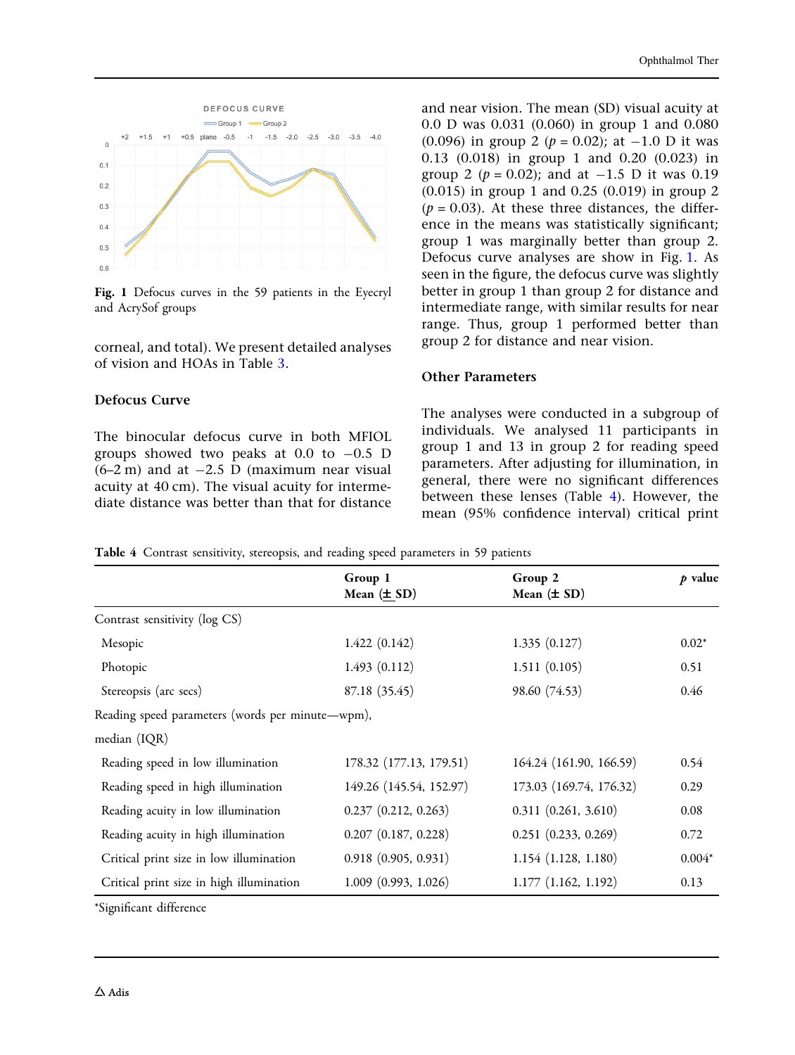Fig. 1 Defocus curves in the 59 patients in the Eyecryl and AcrySof groups

corneal, and total). We present detailed analyses of vision and HOAs in Table 3.

### Defocus Curve

The binocular defocus curve in both MFIOL groups showed two peaks at 0.0 to −0.5 D (6–2 m) and at −2.5 D (maximum near visual acuity at 40 cm). The visual acuity for intermediate distance was better than that for distance and near vision. The mean (SD) visual acuity at 0.0 D was 0.031 (0.060) in group 1 and 0.080 (0.096) in group 2 ($p = 0.02$); at −1.0 D it was 0.13 (0.018) in group 1 and 0.20 (0.023) in group 2 ($p = 0.02$); and at −1.5 D it was 0.19 (0.015) in group 1 and 0.25 (0.019) in group 2 ($p = 0.03$). At these three distances, the difference in the means was statistically significant; group 1 was marginally better than group 2. Defocus curve analyses are show in Fig. 1. As seen in the figure, the defocus curve was slightly better in group 1 than group 2 for distance and intermediate range, with similar results for near range. Thus, group 1 performed better than group 2 for distance and near vision.

### Other Parameters

The analyses were conducted in a subgroup of individuals. We analysed 11 participants in group 1 and 13 in group 2 for reading speed parameters. After adjusting for illumination, in general, there were no significant differences between these lenses (Table 4). However, the mean (95% confidence interval) critical print

Table 4 Contrast sensitivity, stereopsis, and reading speed parameters in 59 patients

| | Group 1 Mean (± SD) | Group 2 Mean (± SD) | $p$ value |
|---|---|---|---|
| Contrast sensitivity (log CS) | | | |
| Mesopic | 1.422 (0.142) | 1.335 (0.127) | 0.02* |
| Photopic | 1.493 (0.112) | 1.511 (0.105) | 0.51 |
| Stereopsis (arc secs) | 87.18 (35.45) | 98.60 (74.53) | 0.46 |
| Reading speed parameters (words per minute—wpm), median (IQR) | | | |
| Reading speed in low illumination | 178.32 (177.13, 179.51) | 164.24 (161.90, 166.59) | 0.54 |
| Reading speed in high illumination | 149.26 (145.54, 152.97) | 173.03 (169.74, 176.32) | 0.29 |
| Reading acuity in low illumination | 0.237 (0.212, 0.263) | 0.311 (0.261, 3.610) | 0.08 |
| Reading acuity in high illumination | 0.207 (0.187, 0.228) | 0.251 (0.233, 0.269) | 0.72 |
| Critical print size in low illumination | 0.918 (0.905, 0.931) | 1.154 (1.128, 1.180) | 0.004* |
| Critical print size in high illumination | 1.009 (0.993, 1.026) | 1.177 (1.162, 1.192) | 0.13 |

*Significant difference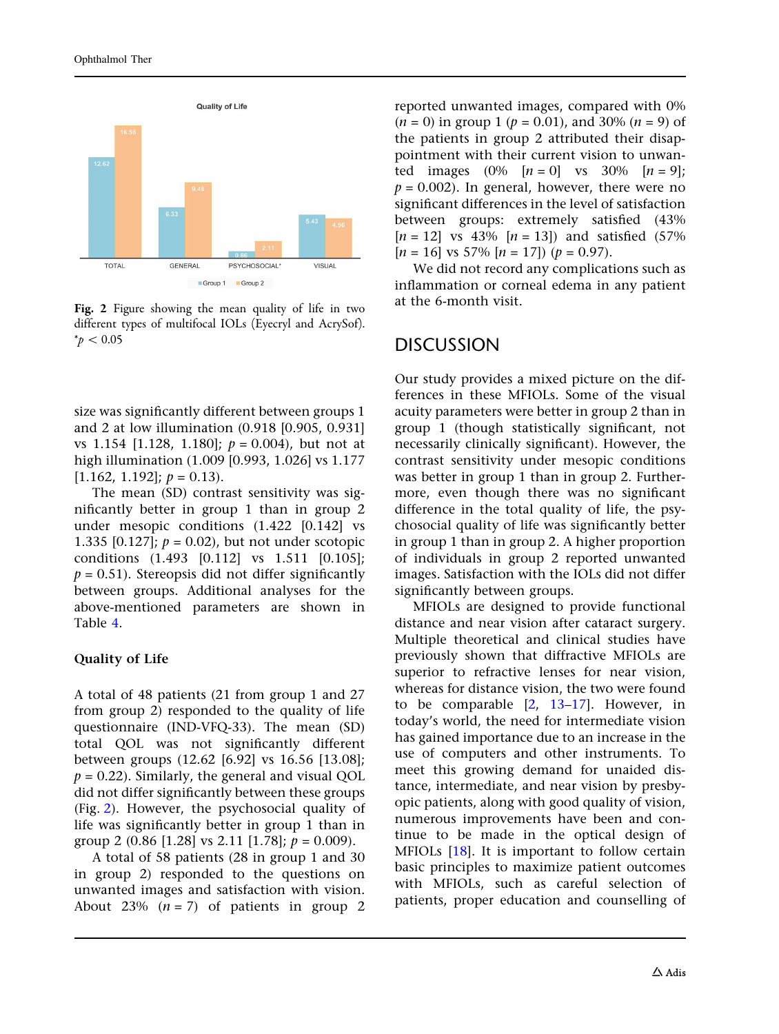Fig. 2 Figure showing the mean quality of life in two different types of multifocal IOLs (Eyecryl and AcrySof). *$p < 0.05$

size was significantly different between groups 1 and 2 at low illumination (0.918 [0.905, 0.931] vs 1.154 [1.128, 1.180]; $p = 0.004$), but not at high illumination (1.009 [0.993, 1.026] vs 1.177 [1.162, 1.192]; $p = 0.13$).

The mean (SD) contrast sensitivity was significantly better in group 1 than in group 2 under mesopic conditions (1.422 [0.142] vs 1.335 [0.127]; $p = 0.02$), but not under scotopic conditions (1.493 [0.112] vs 1.511 [0.105]; $p = 0.51$). Stereopsis did not differ significantly between groups. Additional analyses for the above-mentioned parameters are shown in Table 4.

### Quality of Life

A total of 48 patients (21 from group 1 and 27 from group 2) responded to the quality of life questionnaire (IND-VFQ-33). The mean (SD) total QOL was not significantly different between groups (12.62 [6.92] vs 16.56 [13.08]; $p = 0.22$). Similarly, the general and visual QOL did not differ significantly between these groups (Fig. 2). However, the psychosocial quality of life was significantly better in group 1 than in group 2 (0.86 [1.28] vs 2.11 [1.78]; $p = 0.009$).

A total of 58 patients (28 in group 1 and 30 in group 2) responded to the questions on unwanted images and satisfaction with vision. About 23% ($n = 7$) of patients in group 2 reported unwanted images, compared with 0% ($n = 0$) in group 1 ($p = 0.01$), and 30% ($n = 9$) of the patients in group 2 attributed their disappointment with their current vision to unwanted images (0% [$n = 0$] vs 30% [$n = 9$]; $p = 0.002$). In general, however, there were no significant differences in the level of satisfaction between groups: extremely satisfied (43% [$n = 12$] vs 43% [$n = 13$]) and satisfied (57% [$n = 16$] vs 57% [$n = 17$]) ($p = 0.97$).

We did not record any complications such as inflammation or corneal edema in any patient at the 6-month visit.

## DISCUSSION

Our study provides a mixed picture on the differences in these MFIOLs. Some of the visual acuity parameters were better in group 2 than in group 1 (though statistically significant, not necessarily clinically significant). However, the contrast sensitivity under mesopic conditions was better in group 1 than in group 2. Furthermore, even though there was no significant difference in the total quality of life, the psychosocial quality of life was significantly better in group 1 than in group 2. A higher proportion of individuals in group 2 reported unwanted images. Satisfaction with the IOLs did not differ significantly between groups.

MFIOLs are designed to provide functional distance and near vision after cataract surgery. Multiple theoretical and clinical studies have previously shown that diffractive MFIOLs are superior to refractive lenses for near vision, whereas for distance vision, the two were found to be comparable [2, 13–17]. However, in today's world, the need for intermediate vision has gained importance due to an increase in the use of computers and other instruments. To meet this growing demand for unaided distance, intermediate, and near vision by presbyopic patients, along with good quality of vision, numerous improvements have been and continue to be made in the optical design of MFIOLs [18]. It is important to follow certain basic principles to maximize patient outcomes with MFIOLs, such as careful selection of patients, proper education and counselling of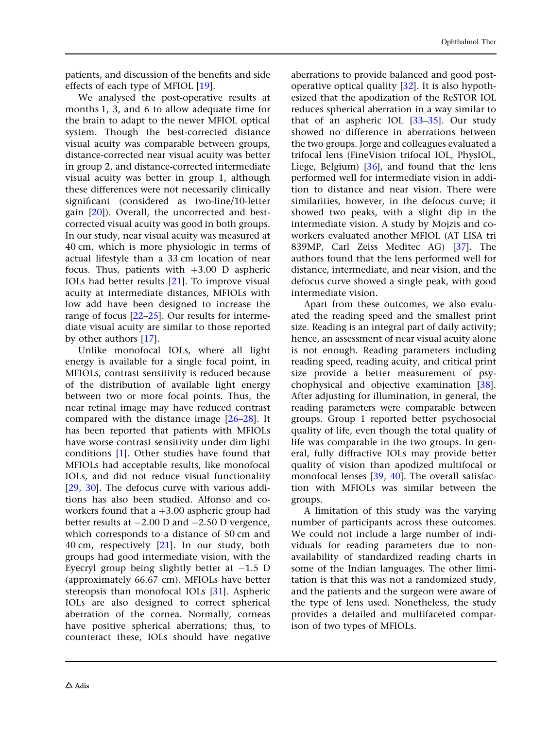patients, and discussion of the benefits and side effects of each type of MFIOL [19].

We analysed the post-operative results at months 1, 3, and 6 to allow adequate time for the brain to adapt to the newer MFIOL optical system. Though the best-corrected distance visual acuity was comparable between groups, distance-corrected near visual acuity was better in group 2, and distance-corrected intermediate visual acuity was better in group 1, although these differences were not necessarily clinically significant (considered as two-line/10-letter gain [20]). Overall, the uncorrected and best-corrected visual acuity was good in both groups. In our study, near visual acuity was measured at 40 cm, which is more physiologic in terms of actual lifestyle than a 33 cm location of near focus. Thus, patients with +3.00 D aspheric IOLs had better results [21]. To improve visual acuity at intermediate distances, MFIOLs with low add have been designed to increase the range of focus [22–25]. Our results for intermediate visual acuity are similar to those reported by other authors [17].

Unlike monofocal IOLs, where all light energy is available for a single focal point, in MFIOLs, contrast sensitivity is reduced because of the distribution of available light energy between two or more focal points. Thus, the near retinal image may have reduced contrast compared with the distance image [26–28]. It has been reported that patients with MFIOLs have worse contrast sensitivity under dim light conditions [1]. Other studies have found that MFIOLs had acceptable results, like monofocal IOLs, and did not reduce visual functionality [29, 30]. The defocus curve with various additions has also been studied. Alfonso and coworkers found that a +3.00 aspheric group had better results at −2.00 D and −2.50 D vergence, which corresponds to a distance of 50 cm and 40 cm, respectively [21]. In our study, both groups had good intermediate vision, with the Eyecryl group being slightly better at −1.5 D (approximately 66.67 cm). MFIOLs have better stereopsis than monofocal IOLs [31]. Aspheric IOLs are also designed to correct spherical aberration of the cornea. Normally, corneas have positive spherical aberrations; thus, to counteract these, IOLs should have negative aberrations to provide balanced and good post-operative optical quality [32]. It is also hypothesized that the apodization of the ReSTOR IOL reduces spherical aberration in a way similar to that of an aspheric IOL [33–35]. Our study showed no difference in aberrations between the two groups. Jorge and colleagues evaluated a trifocal lens (FineVision trifocal IOL, PhysIOL, Liege, Belgium) [36], and found that the lens performed well for intermediate vision in addition to distance and near vision. There were similarities, however, in the defocus curve; it showed two peaks, with a slight dip in the intermediate vision. A study by Mojzis and coworkers evaluated another MFIOL (AT LISA tri 839MP, Carl Zeiss Meditec AG) [37]. The authors found that the lens performed well for distance, intermediate, and near vision, and the defocus curve showed a single peak, with good intermediate vision.

Apart from these outcomes, we also evaluated the reading speed and the smallest print size. Reading is an integral part of daily activity; hence, an assessment of near visual acuity alone is not enough. Reading parameters including reading speed, reading acuity, and critical print size provide a better measurement of psychophysical and objective examination [38]. After adjusting for illumination, in general, the reading parameters were comparable between groups. Group 1 reported better psychosocial quality of life, even though the total quality of life was comparable in the two groups. In general, fully diffractive IOLs may provide better quality of vision than apodized multifocal or monofocal lenses [39, 40]. The overall satisfaction with MFIOLs was similar between the groups.

A limitation of this study was the varying number of participants across these outcomes. We could not include a large number of individuals for reading parameters due to non-availability of standardized reading charts in some of the Indian languages. The other limitation is that this was not a randomized study, and the patients and the surgeon were aware of the type of lens used. Nonetheless, the study provides a detailed and multifaceted comparison of two types of MFIOLs.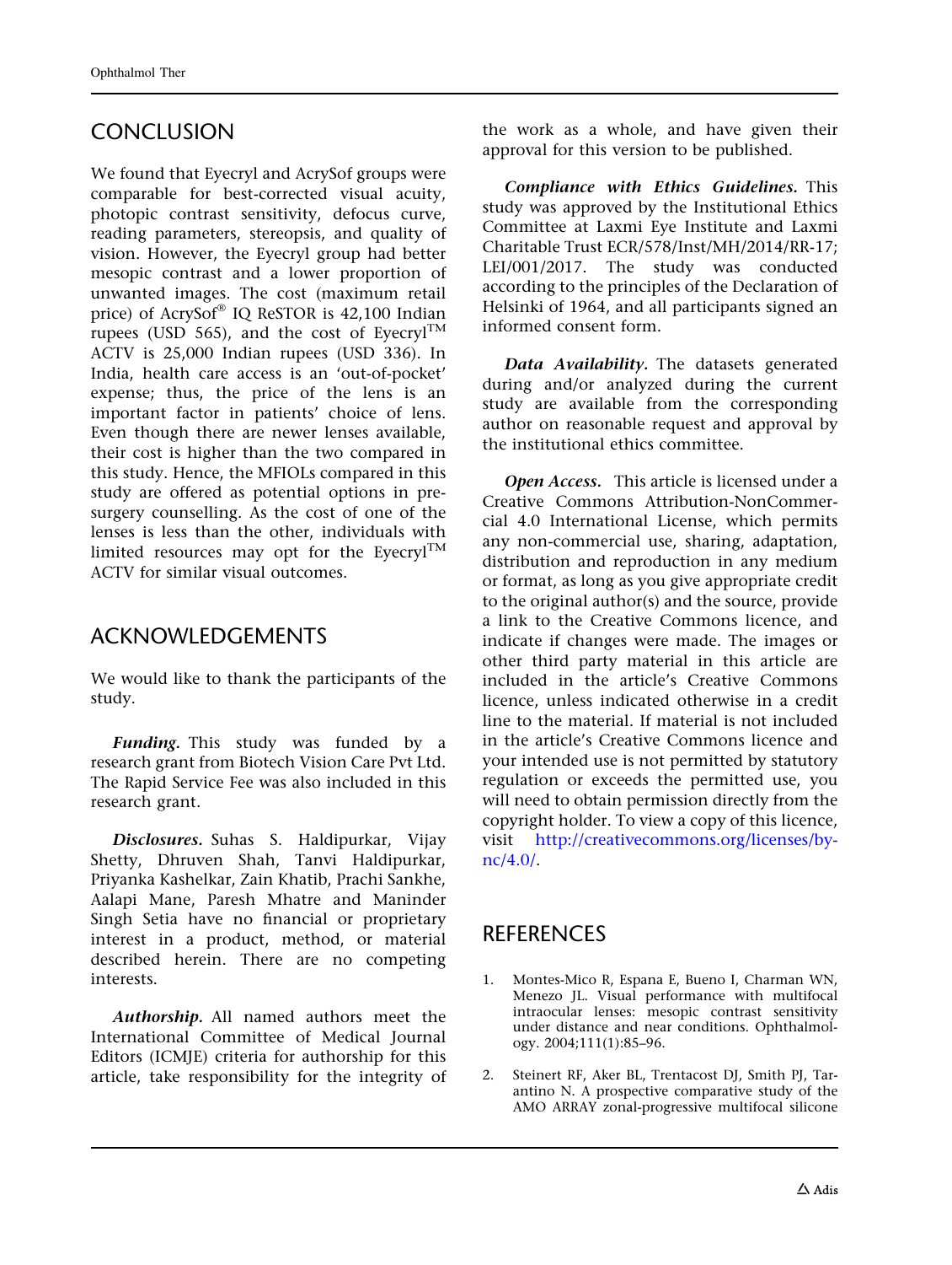## CONCLUSION

We found that Eyecryl and AcrySof groups were comparable for best-corrected visual acuity, photopic contrast sensitivity, defocus curve, reading parameters, stereopsis, and quality of vision. However, the Eyecryl group had better mesopic contrast and a lower proportion of unwanted images. The cost (maximum retail price) of AcrySof® IQ ReSTOR is 42,100 Indian rupees (USD 565), and the cost of Eyecryl™ ACTV is 25,000 Indian rupees (USD 336). In India, health care access is an 'out-of-pocket' expense; thus, the price of the lens is an important factor in patients' choice of lens. Even though there are newer lenses available, their cost is higher than the two compared in this study. Hence, the MFIOLs compared in this study are offered as potential options in pre-surgery counselling. As the cost of one of the lenses is less than the other, individuals with limited resources may opt for the Eyecryl™ ACTV for similar visual outcomes.

## ACKNOWLEDGEMENTS

We would like to thank the participants of the study.

***Funding.*** This study was funded by a research grant from Biotech Vision Care Pvt Ltd. The Rapid Service Fee was also included in this research grant.

***Disclosures.*** Suhas S. Haldipurkar, Vijay Shetty, Dhruven Shah, Tanvi Haldipurkar, Priyanka Kashelkar, Zain Khatib, Prachi Sankhe, Aalapi Mane, Paresh Mhatre and Maninder Singh Setia have no financial or proprietary interest in a product, method, or material described herein. There are no competing interests.

***Authorship.*** All named authors meet the International Committee of Medical Journal Editors (ICMJE) criteria for authorship for this article, take responsibility for the integrity of the work as a whole, and have given their approval for this version to be published.

***Compliance with Ethics Guidelines.*** This study was approved by the Institutional Ethics Committee at Laxmi Eye Institute and Laxmi Charitable Trust ECR/578/Inst/MH/2014/RR-17; LEI/001/2017. The study was conducted according to the principles of the Declaration of Helsinki of 1964, and all participants signed an informed consent form.

***Data Availability.*** The datasets generated during and/or analyzed during the current study are available from the corresponding author on reasonable request and approval by the institutional ethics committee.

***Open Access.*** This article is licensed under a Creative Commons Attribution-NonCommercial 4.0 International License, which permits any non-commercial use, sharing, adaptation, distribution and reproduction in any medium or format, as long as you give appropriate credit to the original author(s) and the source, provide a link to the Creative Commons licence, and indicate if changes were made. The images or other third party material in this article are included in the article's Creative Commons licence, unless indicated otherwise in a credit line to the material. If material is not included in the article's Creative Commons licence and your intended use is not permitted by statutory regulation or exceeds the permitted use, you will need to obtain permission directly from the copyright holder. To view a copy of this licence, visit http://creativecommons.org/licenses/by-nc/4.0/.

## REFERENCES

1. Montes-Mico R, Espana E, Bueno I, Charman WN, Menezo JL. Visual performance with multifocal intraocular lenses: mesopic contrast sensitivity under distance and near conditions. Ophthalmology. 2004;111(1):85–96.
2. Steinert RF, Aker BL, Trentacost DJ, Smith PJ, Tarantino N. A prospective comparative study of the AMO ARRAY zonal-progressive multifocal silicone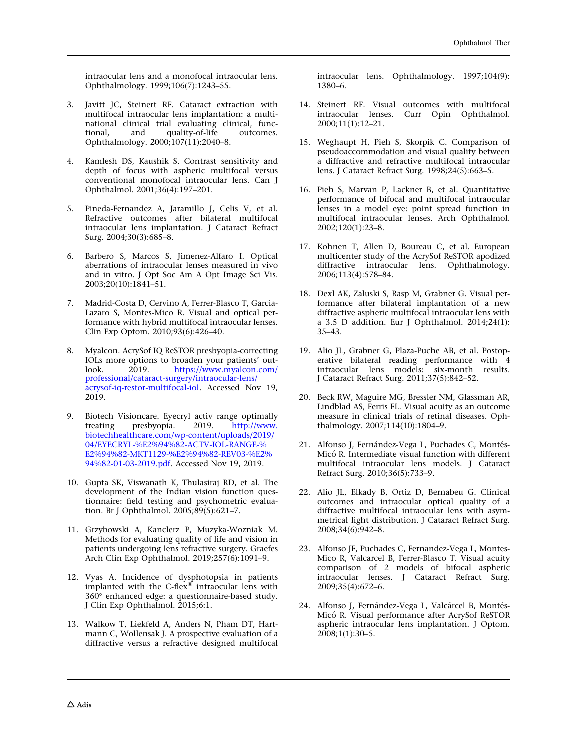intraocular lens and a monofocal intraocular lens. Ophthalmology. 1999;106(7):1243–55.

3. Javitt JC, Steinert RF. Cataract extraction with multifocal intraocular lens implantation: a multinational clinical trial evaluating clinical, functional, and quality-of-life outcomes. Ophthalmology. 2000;107(11):2040–8.

4. Kamlesh DS, Kaushik S. Contrast sensitivity and depth of focus with aspheric multifocal versus conventional monofocal intraocular lens. Can J Ophthalmol. 2001;36(4):197–201.

5. Pineda-Fernandez A, Jaramillo J, Celis V, et al. Refractive outcomes after bilateral multifocal intraocular lens implantation. J Cataract Refract Surg. 2004;30(3):685–8.

6. Barbero S, Marcos S, Jimenez-Alfaro I. Optical aberrations of intraocular lenses measured in vivo and in vitro. J Opt Soc Am A Opt Image Sci Vis. 2003;20(10):1841–51.

7. Madrid-Costa D, Cervino A, Ferrer-Blasco T, Garcia-Lazaro S, Montes-Mico R. Visual and optical performance with hybrid multifocal intraocular lenses. Clin Exp Optom. 2010;93(6):426–40.

8. Myalcon. AcrySof IQ ReSTOR presbyopia-correcting IOLs more options to broaden your patients' outlook. 2019. https://www.myalcon.com/professional/cataract-surgery/intraocular-lens/acrysof-iq-restor-multifocal-iol. Accessed Nov 19, 2019.

9. Biotech Visioncare. Eyecryl activ range optimally treating presbyopia. 2019. http://www.biotechhealthcare.com/wp-content/uploads/2019/04/EYECRYL-%E2%94%82-ACTV-IOL-RANGE-%E2%94%82-MKT1129-%E2%94%82-REV03-%E2%94%82-01-03-2019.pdf. Accessed Nov 19, 2019.

10. Gupta SK, Viswanath K, Thulasiraj RD, et al. The development of the Indian vision function questionnaire: field testing and psychometric evaluation. Br J Ophthalmol. 2005;89(5):621–7.

11. Grzybowski A, Kanclerz P, Muzyka-Wozniak M. Methods for evaluating quality of life and vision in patients undergoing lens refractive surgery. Graefes Arch Clin Exp Ophthalmol. 2019;257(6):1091–9.

12. Vyas A. Incidence of dysphotopsia in patients implanted with the C-flex® intraocular lens with 360° enhanced edge: a questionnaire-based study. J Clin Exp Ophthalmol. 2015;6:1.

13. Walkow T, Liekfeld A, Anders N, Pham DT, Hartmann C, Wollensak J. A prospective evaluation of a diffractive versus a refractive designed multifocal intraocular lens. Ophthalmology. 1997;104(9):1380–6.

14. Steinert RF. Visual outcomes with multifocal intraocular lenses. Curr Opin Ophthalmol. 2000;11(1):12–21.

15. Weghaupt H, Pieh S, Skorpik C. Comparison of pseudoaccommodation and visual quality between a diffractive and refractive multifocal intraocular lens. J Cataract Refract Surg. 1998;24(5):663–5.

16. Pieh S, Marvan P, Lackner B, et al. Quantitative performance of bifocal and multifocal intraocular lenses in a model eye: point spread function in multifocal intraocular lenses. Arch Ophthalmol. 2002;120(1):23–8.

17. Kohnen T, Allen D, Boureau C, et al. European multicenter study of the AcrySof ReSTOR apodized diffractive intraocular lens. Ophthalmology. 2006;113(4):578–84.

18. Dexl AK, Zaluski S, Rasp M, Grabner G. Visual performance after bilateral implantation of a new diffractive aspheric multifocal intraocular lens with a 3.5 D addition. Eur J Ophthalmol. 2014;24(1):35–43.

19. Alio JL, Grabner G, Plaza-Puche AB, et al. Postoperative bilateral reading performance with 4 intraocular lens models: six-month results. J Cataract Refract Surg. 2011;37(5):842–52.

20. Beck RW, Maguire MG, Bressler NM, Glassman AR, Lindblad AS, Ferris FL. Visual acuity as an outcome measure in clinical trials of retinal diseases. Ophthalmology. 2007;114(10):1804–9.

21. Alfonso J, Fernández-Vega L, Puchades C, Montés-Micó R. Intermediate visual function with different multifocal intraocular lens models. J Cataract Refract Surg. 2010;36(5):733–9.

22. Alio JL, Elkady B, Ortiz D, Bernabeu G. Clinical outcomes and intraocular optical quality of a diffractive multifocal intraocular lens with asymmetrical light distribution. J Cataract Refract Surg. 2008;34(6):942–8.

23. Alfonso JF, Puchades C, Fernandez-Vega L, Montes-Mico R, Valcarcel B, Ferrer-Blasco T. Visual acuity comparison of 2 models of bifocal aspheric intraocular lenses. J Cataract Refract Surg. 2009;35(4):672–6.

24. Alfonso J, Fernández-Vega L, Valcárcel B, Montés-Micó R. Visual performance after AcrySof ReSTOR aspheric intraocular lens implantation. J Optom. 2008;1(1):30–5.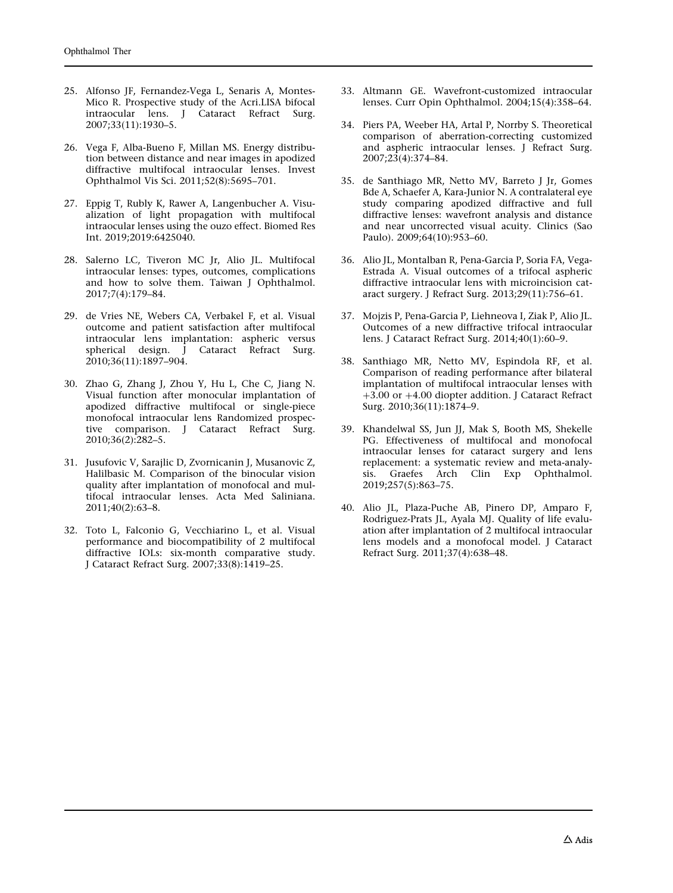25. Alfonso JF, Fernandez-Vega L, Senaris A, Montes-Mico R. Prospective study of the Acri.LISA bifocal intraocular lens. J Cataract Refract Surg. 2007;33(11):1930–5.

26. Vega F, Alba-Bueno F, Millan MS. Energy distribution between distance and near images in apodized diffractive multifocal intraocular lenses. Invest Ophthalmol Vis Sci. 2011;52(8):5695–701.

27. Eppig T, Rubly K, Rawer A, Langenbucher A. Visualization of light propagation with multifocal intraocular lenses using the ouzo effect. Biomed Res Int. 2019;2019:6425040.

28. Salerno LC, Tiveron MC Jr, Alio JL. Multifocal intraocular lenses: types, outcomes, complications and how to solve them. Taiwan J Ophthalmol. 2017;7(4):179–84.

29. de Vries NE, Webers CA, Verbakel F, et al. Visual outcome and patient satisfaction after multifocal intraocular lens implantation: aspheric versus spherical design. J Cataract Refract Surg. 2010;36(11):1897–904.

30. Zhao G, Zhang J, Zhou Y, Hu L, Che C, Jiang N. Visual function after monocular implantation of apodized diffractive multifocal or single-piece monofocal intraocular lens Randomized prospective comparison. J Cataract Refract Surg. 2010;36(2):282–5.

31. Jusufovic V, Sarajlic D, Zvornicanin J, Musanovic Z, Halilbasic M. Comparison of the binocular vision quality after implantation of monofocal and multifocal intraocular lenses. Acta Med Saliniana. 2011;40(2):63–8.

32. Toto L, Falconio G, Vecchiarino L, et al. Visual performance and biocompatibility of 2 multifocal diffractive IOLs: six-month comparative study. J Cataract Refract Surg. 2007;33(8):1419–25.

33. Altmann GE. Wavefront-customized intraocular lenses. Curr Opin Ophthalmol. 2004;15(4):358–64.

34. Piers PA, Weeber HA, Artal P, Norrby S. Theoretical comparison of aberration-correcting customized and aspheric intraocular lenses. J Refract Surg. 2007;23(4):374–84.

35. de Santhiago MR, Netto MV, Barreto J Jr, Gomes Bde A, Schaefer A, Kara-Junior N. A contralateral eye study comparing apodized diffractive and full diffractive lenses: wavefront analysis and distance and near uncorrected visual acuity. Clinics (Sao Paulo). 2009;64(10):953–60.

36. Alio JL, Montalban R, Pena-Garcia P, Soria FA, Vega-Estrada A. Visual outcomes of a trifocal aspheric diffractive intraocular lens with microincision cataract surgery. J Refract Surg. 2013;29(11):756–61.

37. Mojzis P, Pena-Garcia P, Liehneova I, Ziak P, Alio JL. Outcomes of a new diffractive trifocal intraocular lens. J Cataract Refract Surg. 2014;40(1):60–9.

38. Santhiago MR, Netto MV, Espindola RF, et al. Comparison of reading performance after bilateral implantation of multifocal intraocular lenses with +3.00 or +4.00 diopter addition. J Cataract Refract Surg. 2010;36(11):1874–9.

39. Khandelwal SS, Jun JJ, Mak S, Booth MS, Shekelle PG. Effectiveness of multifocal and monofocal intraocular lenses for cataract surgery and lens replacement: a systematic review and meta-analysis. Graefes Arch Clin Exp Ophthalmol. 2019;257(5):863–75.

40. Alio JL, Plaza-Puche AB, Pinero DP, Amparo F, Rodriguez-Prats JL, Ayala MJ. Quality of life evaluation after implantation of 2 multifocal intraocular lens models and a monofocal model. J Cataract Refract Surg. 2011;37(4):638–48.